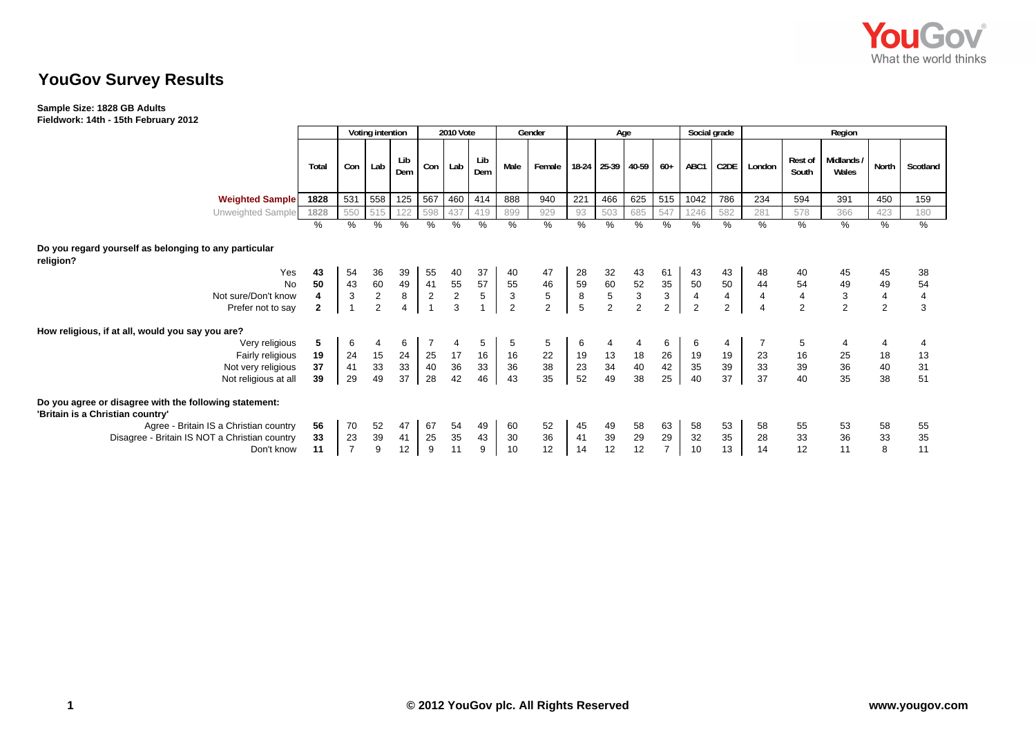# YouGov Survey Results

**Sample Size: 1828 GB Adults**
**Fieldwork: 14th - 15th February 2012**

| | Total | Voting intention | | | 2010 Vote | | | Gender | | Age | | | | Social grade | | Region | | | | |
|---|---|---|---|---|---|---|---|---|---|---|---|---|---|---|---|---|---|---|---|---|
| | | Con | Lab | Lib Dem | Con | Lab | Lib Dem | Male | Female | 18-24 | 25-39 | 40-59 | 60+ | ABC1 | C2DE | London | Rest of South | Midlands / Wales | North | Scotland |
| **Weighted Sample** | 1828 | 531 | 558 | 125 | 567 | 460 | 414 | 888 | 940 | 221 | 466 | 625 | 515 | 1042 | 786 | 234 | 594 | 391 | 450 | 159 |
| Unweighted Sample | 1828 | 550 | 515 | 122 | 598 | 437 | 419 | 899 | 929 | 93 | 503 | 685 | 547 | 1246 | 582 | 281 | 578 | 366 | 423 | 180 |
| | % | % | % | % | % | % | % | % | % | % | % | % | % | % | % | % | % | % | % | % |
| **Do you regard yourself as belonging to any particular religion?** | | | | | | | | | | | | | | | | | | | | |
| Yes | **43** | 54 | 36 | 39 | 55 | 40 | 37 | 40 | 47 | 28 | 32 | 43 | 61 | 43 | 43 | 48 | 40 | 45 | 45 | 38 |
| No | **50** | 43 | 60 | 49 | 41 | 55 | 57 | 55 | 46 | 59 | 60 | 52 | 35 | 50 | 50 | 44 | 54 | 49 | 49 | 54 |
| Not sure/Don't know | **4** | 3 | 2 | 8 | 2 | 2 | 5 | 3 | 5 | 8 | 5 | 3 | 3 | 4 | 4 | 4 | 4 | 3 | 4 | 4 |
| Prefer not to say | **2** | 1 | 2 | 4 | 1 | 3 | 1 | 2 | 2 | 5 | 2 | 2 | 2 | 2 | 2 | 4 | 2 | 2 | 2 | 3 |
| **How religious, if at all, would you say you are?** | | | | | | | | | | | | | | | | | | | | |
| Very religious | **5** | 6 | 4 | 6 | 7 | 4 | 5 | 5 | 5 | 6 | 4 | 4 | 6 | 6 | 4 | 7 | 5 | 4 | 4 | 4 |
| Fairly religious | **19** | 24 | 15 | 24 | 25 | 17 | 16 | 16 | 22 | 19 | 13 | 18 | 26 | 19 | 19 | 23 | 16 | 25 | 18 | 13 |
| Not very religious | **37** | 41 | 33 | 33 | 40 | 36 | 33 | 36 | 38 | 23 | 34 | 40 | 42 | 35 | 39 | 33 | 39 | 36 | 40 | 31 |
| Not religious at all | **39** | 29 | 49 | 37 | 28 | 42 | 46 | 43 | 35 | 52 | 49 | 38 | 25 | 40 | 37 | 37 | 40 | 35 | 38 | 51 |
| **Do you agree or disagree with the following statement: 'Britain is a Christian country'** | | | | | | | | | | | | | | | | | | | | |
| Agree - Britain IS a Christian country | **56** | 70 | 52 | 47 | 67 | 54 | 49 | 60 | 52 | 45 | 49 | 58 | 63 | 58 | 53 | 58 | 55 | 53 | 58 | 55 |
| Disagree - Britain IS NOT a Christian country | **33** | 23 | 39 | 41 | 25 | 35 | 43 | 30 | 36 | 41 | 39 | 29 | 29 | 32 | 35 | 28 | 33 | 36 | 33 | 35 |
| Don't know | **11** | 7 | 9 | 12 | 9 | 11 | 9 | 10 | 12 | 14 | 12 | 12 | 7 | 10 | 13 | 14 | 12 | 11 | 8 | 11 |

© 2012 YouGov plc. All Rights Reserved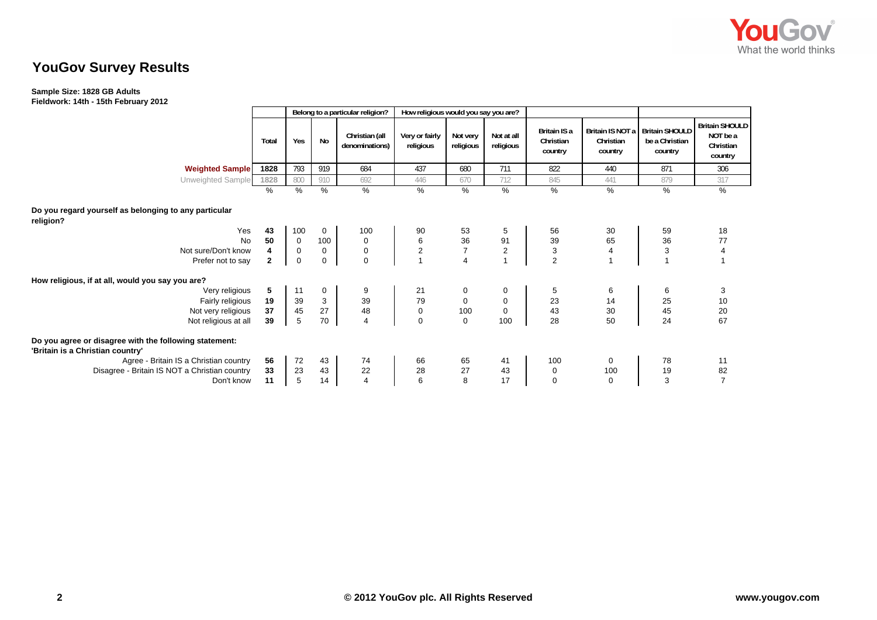## YouGov Survey Results

**Sample Size: 1828 GB Adults**
**Fieldwork: 14th - 15th February 2012**

| | Total | Belong to a particular religion? | | | How religious would you say you are? | | | | | | |
|---|---|---|---|---|---|---|---|---|---|---|---|
| | | Yes | No | Christian (all denominations) | Very or fairly religious | Not very religious | Not at all religious | Britain IS a Christian country | Britain IS NOT a Christian country | Britain SHOULD be a Christian country | Britain SHOULD NOT be a Christian country |
| **Weighted Sample** | 1828 | 793 | 919 | 684 | 437 | 680 | 711 | 822 | 440 | 871 | 306 |
| Unweighted Sample | 1828 | 800 | 910 | 692 | 446 | 670 | 712 | 845 | 441 | 879 | 317 |
| | % | % | % | % | % | % | % | % | % | % | % |
| **Do you regard yourself as belonging to any particular religion?** | | | | | | | | | | | |
| Yes | 43 | 100 | 0 | 100 | 90 | 53 | 5 | 56 | 30 | 59 | 18 |
| No | 50 | 0 | 100 | 0 | 6 | 36 | 91 | 39 | 65 | 36 | 77 |
| Not sure/Don't know | 4 | 0 | 0 | 0 | 2 | 7 | 2 | 3 | 4 | 3 | 4 |
| Prefer not to say | 2 | 0 | 0 | 0 | 1 | 4 | 1 | 2 | 1 | 1 | 1 |
| **How religious, if at all, would you say you are?** | | | | | | | | | | | |
| Very religious | 5 | 11 | 0 | 9 | 21 | 0 | 0 | 5 | 6 | 6 | 3 |
| Fairly religious | 19 | 39 | 3 | 39 | 79 | 0 | 0 | 23 | 14 | 25 | 10 |
| Not very religious | 37 | 45 | 27 | 48 | 0 | 100 | 0 | 43 | 30 | 45 | 20 |
| Not religious at all | 39 | 5 | 70 | 4 | 0 | 0 | 100 | 28 | 50 | 24 | 67 |
| **Do you agree or disagree with the following statement: 'Britain is a Christian country'** | | | | | | | | | | | |
| Agree - Britain IS a Christian country | 56 | 72 | 43 | 74 | 66 | 65 | 41 | 100 | 0 | 78 | 11 |
| Disagree - Britain IS NOT a Christian country | 33 | 23 | 43 | 22 | 28 | 27 | 43 | 0 | 100 | 19 | 82 |
| Don't know | 11 | 5 | 14 | 4 | 6 | 8 | 17 | 0 | 0 | 3 | 7 |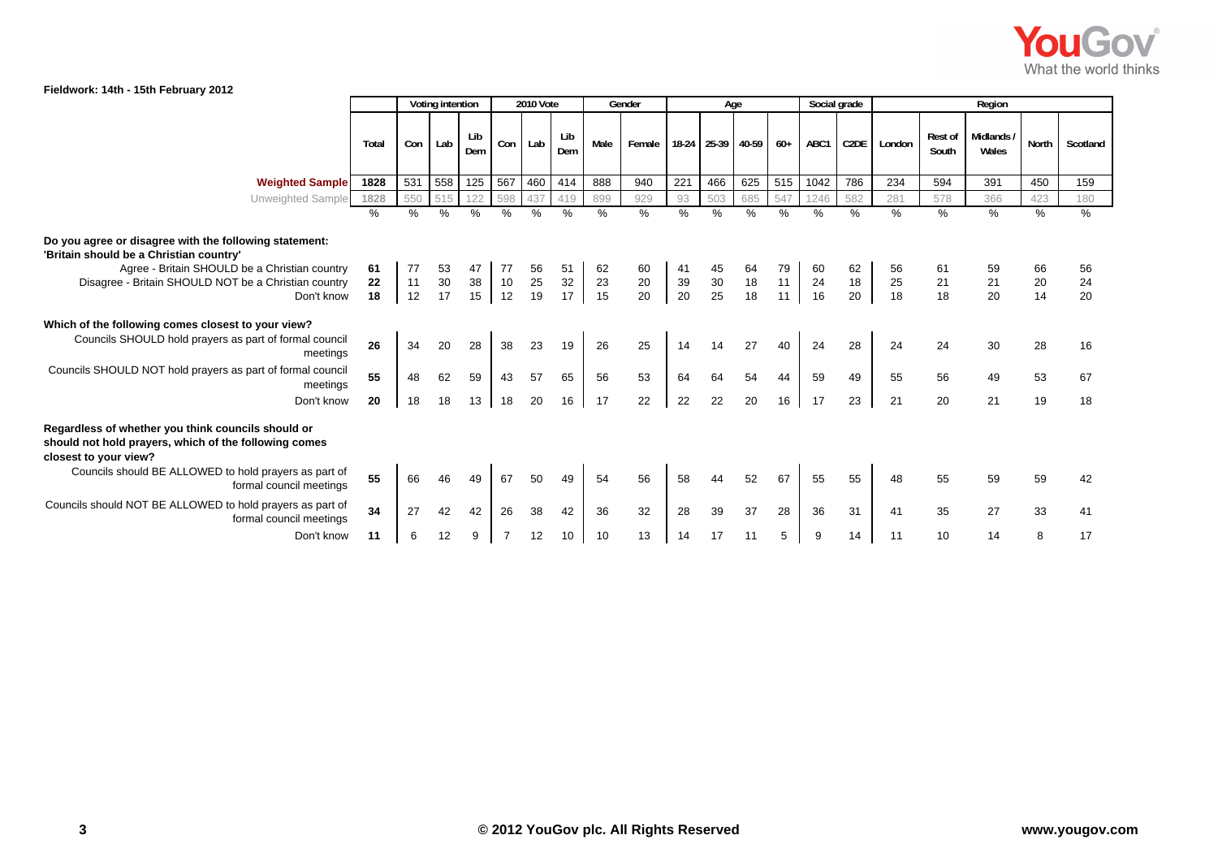Fieldwork: 14th - 15th February 2012

| | Total | Voting intention | | | 2010 Vote | | | Gender | | Age | | | | Social grade | | Region | | | | |
|---|---|---|---|---|---|---|---|---|---|---|---|---|---|---|---|---|---|---|---|---|
| | | Con | Lab | Lib Dem | Con | Lab | Lib Dem | Male | Female | 18-24 | 25-39 | 40-59 | 60+ | ABC1 | C2DE | London | Rest of South | Midlands / Wales | North | Scotland |
| **Weighted Sample** | 1828 | 531 | 558 | 125 | 567 | 460 | 414 | 888 | 940 | 221 | 466 | 625 | 515 | 1042 | 786 | 234 | 594 | 391 | 450 | 159 |
| Unweighted Sample | 1828 | 550 | 515 | 122 | 598 | 437 | 419 | 899 | 929 | 93 | 503 | 685 | 547 | 1246 | 582 | 281 | 578 | 366 | 423 | 180 |
| | % | % | % | % | % | % | % | % | % | % | % | % | % | % | % | % | % | % | % | % |
| **Do you agree or disagree with the following statement: 'Britain should be a Christian country'** | | | | | | | | | | | | | | | | | | | | |
| Agree - Britain SHOULD be a Christian country | 61 | 77 | 53 | 47 | 77 | 56 | 51 | 62 | 60 | 41 | 45 | 64 | 79 | 60 | 62 | 56 | 61 | 59 | 66 | 56 |
| Disagree - Britain SHOULD NOT be a Christian country | 22 | 11 | 30 | 38 | 10 | 25 | 32 | 23 | 20 | 39 | 30 | 18 | 11 | 24 | 18 | 25 | 21 | 21 | 20 | 24 |
| Don't know | 18 | 12 | 17 | 15 | 12 | 19 | 17 | 15 | 20 | 20 | 25 | 18 | 11 | 16 | 20 | 18 | 18 | 20 | 14 | 20 |
| **Which of the following comes closest to your view?** | | | | | | | | | | | | | | | | | | | | |
| Councils SHOULD hold prayers as part of formal council meetings | 26 | 34 | 20 | 28 | 38 | 23 | 19 | 26 | 25 | 14 | 14 | 27 | 40 | 24 | 28 | 24 | 24 | 30 | 28 | 16 |
| Councils SHOULD NOT hold prayers as part of formal council meetings | 55 | 48 | 62 | 59 | 43 | 57 | 65 | 56 | 53 | 64 | 64 | 54 | 44 | 59 | 49 | 55 | 56 | 49 | 53 | 67 |
| Don't know | 20 | 18 | 18 | 13 | 18 | 20 | 16 | 17 | 22 | 22 | 22 | 20 | 16 | 17 | 23 | 21 | 20 | 21 | 19 | 18 |
| **Regardless of whether you think councils should or should not hold prayers, which of the following comes closest to your view?** | | | | | | | | | | | | | | | | | | | | |
| Councils should BE ALLOWED to hold prayers as part of formal council meetings | 55 | 66 | 46 | 49 | 67 | 50 | 49 | 54 | 56 | 58 | 44 | 52 | 67 | 55 | 55 | 48 | 55 | 59 | 59 | 42 |
| Councils should NOT BE ALLOWED to hold prayers as part of formal council meetings | 34 | 27 | 42 | 42 | 26 | 38 | 42 | 36 | 32 | 28 | 39 | 37 | 28 | 36 | 31 | 41 | 35 | 27 | 33 | 41 |
| Don't know | 11 | 6 | 12 | 9 | 7 | 12 | 10 | 10 | 13 | 14 | 17 | 11 | 5 | 9 | 14 | 11 | 10 | 14 | 8 | 17 |

© 2012 YouGov plc. All Rights Reserved

www.yougov.com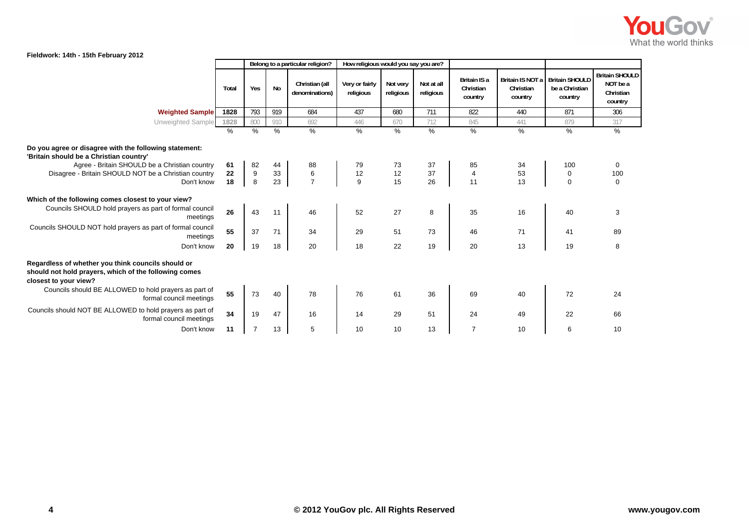Fieldwork: 14th - 15th February 2012

| | Total | Belong to a particular religion? | | | How religious would you say you are? | | | | | | |
|---|---|---|---|---|---|---|---|---|---|---|---|
| | | Yes | No | Christian (all denominations) | Very or fairly religious | Not very religious | Not at all religious | Britain IS a Christian country | Britain IS NOT a Christian country | Britain SHOULD be a Christian country | Britain SHOULD NOT be a Christian country |
| **Weighted Sample** | **1828** | 793 | 919 | 684 | 437 | 680 | 711 | 822 | 440 | 871 | 306 |
| Unweighted Sample | 1828 | 800 | 910 | 692 | 446 | 670 | 712 | 845 | 441 | 879 | 317 |
| | % | % | % | % | % | % | % | % | % | % | % |
| **Do you agree or disagree with the following statement: 'Britain should be a Christian country'** | | | | | | | | | | | |
| Agree - Britain SHOULD be a Christian country | **61** | 82 | 44 | 88 | 79 | 73 | 37 | 85 | 34 | 100 | 0 |
| Disagree - Britain SHOULD NOT be a Christian country | **22** | 9 | 33 | 6 | 12 | 12 | 37 | 4 | 53 | 0 | 100 |
| Don't know | **18** | 8 | 23 | 7 | 9 | 15 | 26 | 11 | 13 | 0 | 0 |
| **Which of the following comes closest to your view?** | | | | | | | | | | | |
| Councils SHOULD hold prayers as part of formal council meetings | **26** | 43 | 11 | 46 | 52 | 27 | 8 | 35 | 16 | 40 | 3 |
| Councils SHOULD NOT hold prayers as part of formal council meetings | **55** | 37 | 71 | 34 | 29 | 51 | 73 | 46 | 71 | 41 | 89 |
| Don't know | **20** | 19 | 18 | 20 | 18 | 22 | 19 | 20 | 13 | 19 | 8 |
| **Regardless of whether you think councils should or should not hold prayers, which of the following comes closest to your view?** | | | | | | | | | | | |
| Councils should BE ALLOWED to hold prayers as part of formal council meetings | **55** | 73 | 40 | 78 | 76 | 61 | 36 | 69 | 40 | 72 | 24 |
| Councils should NOT BE ALLOWED to hold prayers as part of formal council meetings | **34** | 19 | 47 | 16 | 14 | 29 | 51 | 24 | 49 | 22 | 66 |
| Don't know | **11** | 7 | 13 | 5 | 10 | 10 | 13 | 7 | 10 | 6 | 10 |